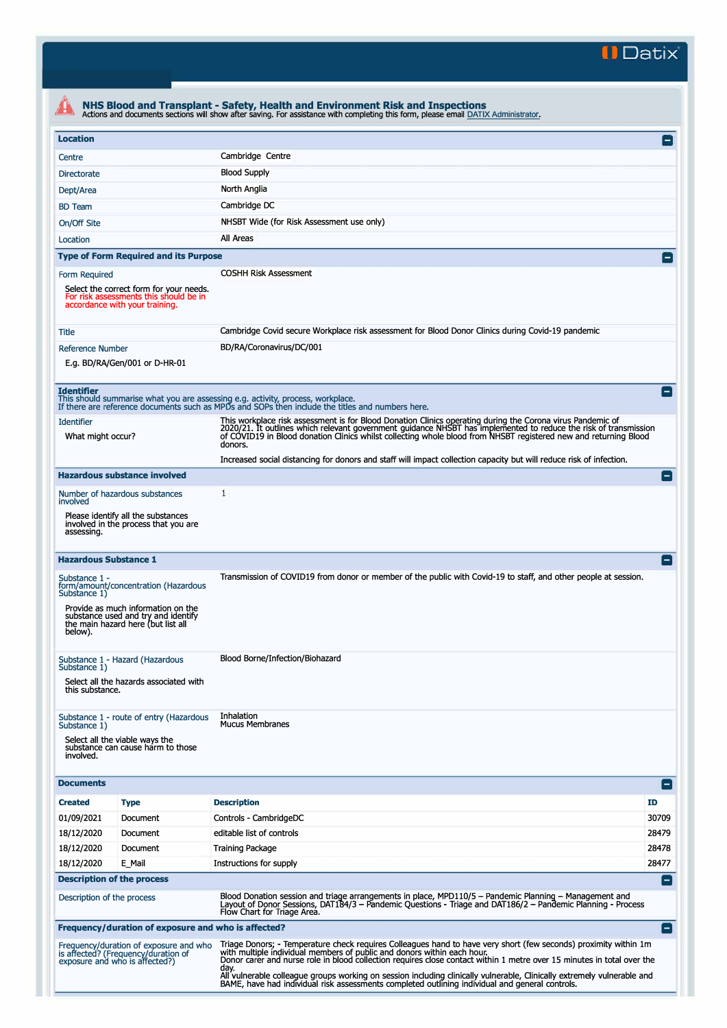# NHS Blood and Transplant - Safety, Health and Environment Risk and Inspections

Actions and documents sections will show after saving. For assistance with completing this form, please email DATIX Administrator.

## Location

| | |
|---|---|
| Centre | Cambridge Centre |
| Directorate | Blood Supply |
| Dept/Area | North Anglia |
| BD Team | Cambridge DC |
| On/Off Site | NHSBT Wide (for Risk Assessment use only) |
| Location | All Areas |

## Type of Form Required and its Purpose

| | |
|---|---|
| Form Required<br>Select the correct form for your needs. For risk assessments this should be in accordance with your training. | COSHH Risk Assessment |
| Title | Cambridge Covid secure Workplace risk assessment for Blood Donor Clinics during Covid-19 pandemic |
| Reference Number<br>E.g. BD/RA/Gen/001 or D-HR-01 | BD/RA/Coronavirus/DC/001 |

## Identifier

This should summarise what you are assessing e.g. activity, process, workplace.
If there are reference documents such as MPDs and SOPs then include the titles and numbers here.

| | |
|---|---|
| Identifier<br>What might occur? | This workplace risk assessment is for Blood Donation Clinics operating during the Corona virus Pandemic of 2020/21. It outlines which relevant government guidance NHSBT has implemented to reduce the risk of transmission of COVID19 in Blood donation Clinics whilst collecting whole blood from NHSBT registered new and returning Blood donors.<br><br>Increased social distancing for donors and staff will impact collection capacity but will reduce risk of infection. |

## Hazardous substance involved

| | |
|---|---|
| Number of hazardous substances involved<br>Please identify all the substances involved in the process that you are assessing. | 1 |

## Hazardous Substance 1

| | |
|---|---|
| Substance 1 - form/amount/concentration (Hazardous Substance 1)<br>Provide as much information on the substance used and try and identify the main hazard here (but list all below). | Transmission of COVID19 from donor or member of the public with Covid-19 to staff, and other people at session. |
| Substance 1 - Hazard (Hazardous Substance 1)<br>Select all the hazards associated with this substance. | Blood Borne/Infection/Biohazard |
| Substance 1 - route of entry (Hazardous Substance 1)<br>Select all the viable ways the substance can cause harm to those involved. | Inhalation<br>Mucus Membranes |

## Documents

| Created | Type | Description | ID |
|---|---|---|---|
| 01/09/2021 | Document | Controls - CambridgeDC | 30709 |
| 18/12/2020 | Document | editable list of controls | 28479 |
| 18/12/2020 | Document | Training Package | 28478 |
| 18/12/2020 | E_Mail | Instructions for supply | 28477 |

## Description of the process

| | |
|---|---|
| Description of the process | Blood Donation session and triage arrangements in place, MPD110/5 – Pandemic Planning – Management and Layout of Donor Sessions, DAT184/3 – Pandemic Questions - Triage and DAT186/2 – Pandemic Planning - Process Flow Chart for Triage Area. |

## Frequency/duration of exposure and who is affected?

| | |
|---|---|
| Frequency/duration of exposure and who is affected? (Frequency/duration of exposure and who is affected?) | Triage Donors; - Temperature check requires Colleagues hand to have very short (few seconds) proximity within 1m with multiple individual members of public and donors within each hour.<br>Donor carer and nurse role in blood collection requires close contact within 1 metre over 15 minutes in total over the day.<br>All vulnerable colleague groups working on session including clinically vulnerable, Clinically extremely vulnerable and BAME, have had individual risk assessments completed outlining individual and general controls. |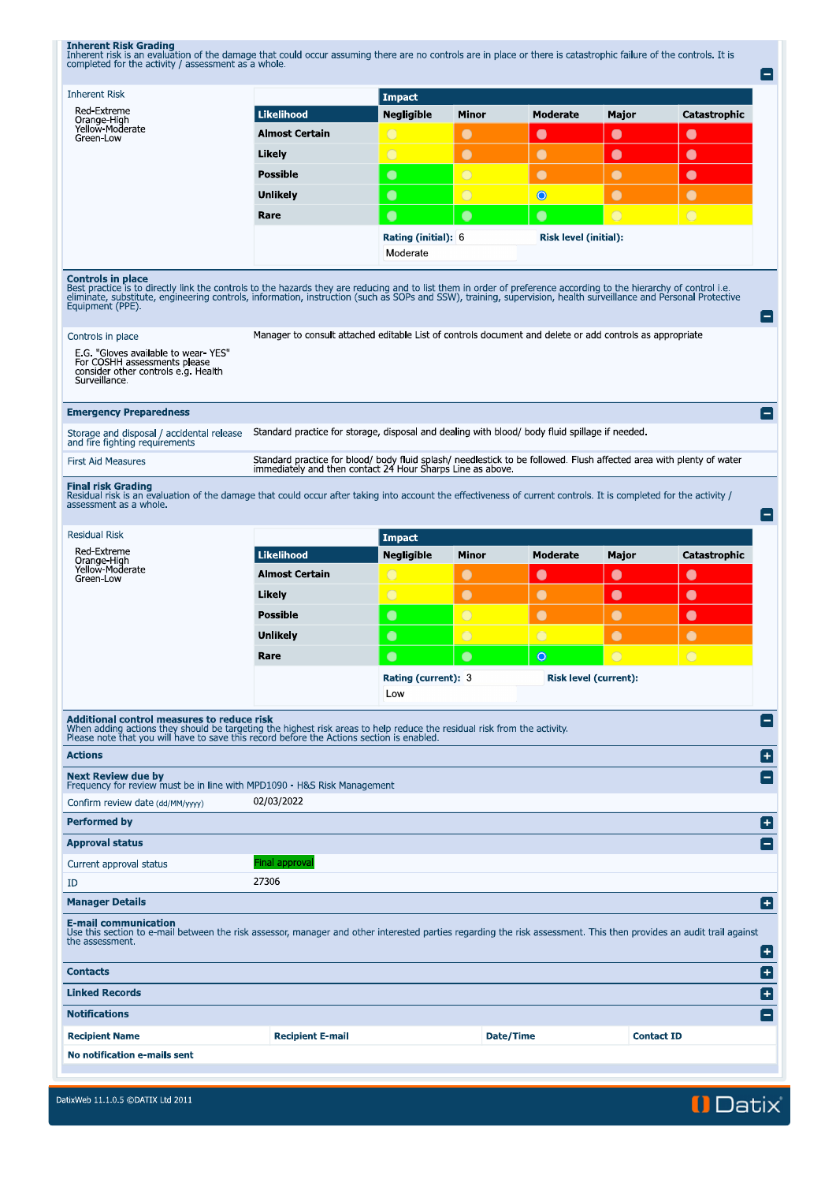**Inherent Risk Grading**
Inherent risk is an evaluation of the damage that could occur assuming there are no controls are in place or there is catastrophic failure of the controls. It is completed for the activity / assessment as a whole.

Inherent Risk

Red-Extreme
Orange-High
Yellow-Moderate
Green-Low

| | Impact | | | | |
|---|---|---|---|---|---|
| **Likelihood** | **Negligible** | **Minor** | **Moderate** | **Major** | **Catastrophic** |
| **Almost Certain** | | | | | |
| **Likely** | | | | | |
| **Possible** | | | | | |
| **Unlikely** | | | ◉ | | |
| **Rare** | | | | | |

**Rating (initial):** 6 **Risk level (initial):** Moderate

**Controls in place**
Best practice is to directly link the controls to the hazards they are reducing and to list them in order of preference according to the hierarchy of control i.e. eliminate, substitute, engineering controls, information, instruction (such as SOPs and SSW), training, supervision, health surveillance and Personal Protective Equipment (PPE).

Controls in place

E.G. "Gloves available to wear- YES" For COSHH assessments please consider other controls e.g. Health Surveillance.

Manager to consult attached editable List of controls document and delete or add controls as appropriate

**Emergency Preparedness**

| | |
|---|---|
| Storage and disposal / accidental release and fire fighting requirements | Standard practice for storage, disposal and dealing with blood/ body fluid spillage if needed. |
| First Aid Measures | Standard practice for blood/ body fluid splash/ needlestick to be followed. Flush affected area with plenty of water immediately and then contact 24 Hour Sharps Line as above. |

**Final risk Grading**
Residual risk is an evaluation of the damage that could occur after taking into account the effectiveness of current controls. It is completed for the activity / assessment as a whole.

Residual Risk

Red-Extreme
Orange-High
Yellow-Moderate
Green-Low

| | Impact | | | | |
|---|---|---|---|---|---|
| **Likelihood** | **Negligible** | **Minor** | **Moderate** | **Major** | **Catastrophic** |
| **Almost Certain** | | | | | |
| **Likely** | | | | | |
| **Possible** | | | | | |
| **Unlikely** | | | | | |
| **Rare** | | | ◉ | | |

**Rating (current):** 3 **Risk level (current):** Low

**Additional control measures to reduce risk**
When adding actions they should be targeting the highest risk areas to help reduce the residual risk from the activity.
Please note that you will have to save this record before the Actions section is enabled.

**Actions**

**Next Review due by**
Frequency for review must be in line with MPD1090 - H&S Risk Management

Confirm review date (dd/MM/yyyy) 02/03/2022

**Performed by**

**Approval status**

| | |
|---|---|
| Current approval status | Final approval |
| ID | 27306 |

**Manager Details**

**E-mail communication**
Use this section to e-mail between the risk assessor, manager and other interested parties regarding the risk assessment. This then provides an audit trail against the assessment.

**Contacts**

**Linked Records**

**Notifications**

| Recipient Name | Recipient E-mail | Date/Time | Contact ID |
|---|---|---|---|
| No notification e-mails sent | | | |

DatixWeb 11.1.0.5 ©DATIX Ltd 2011